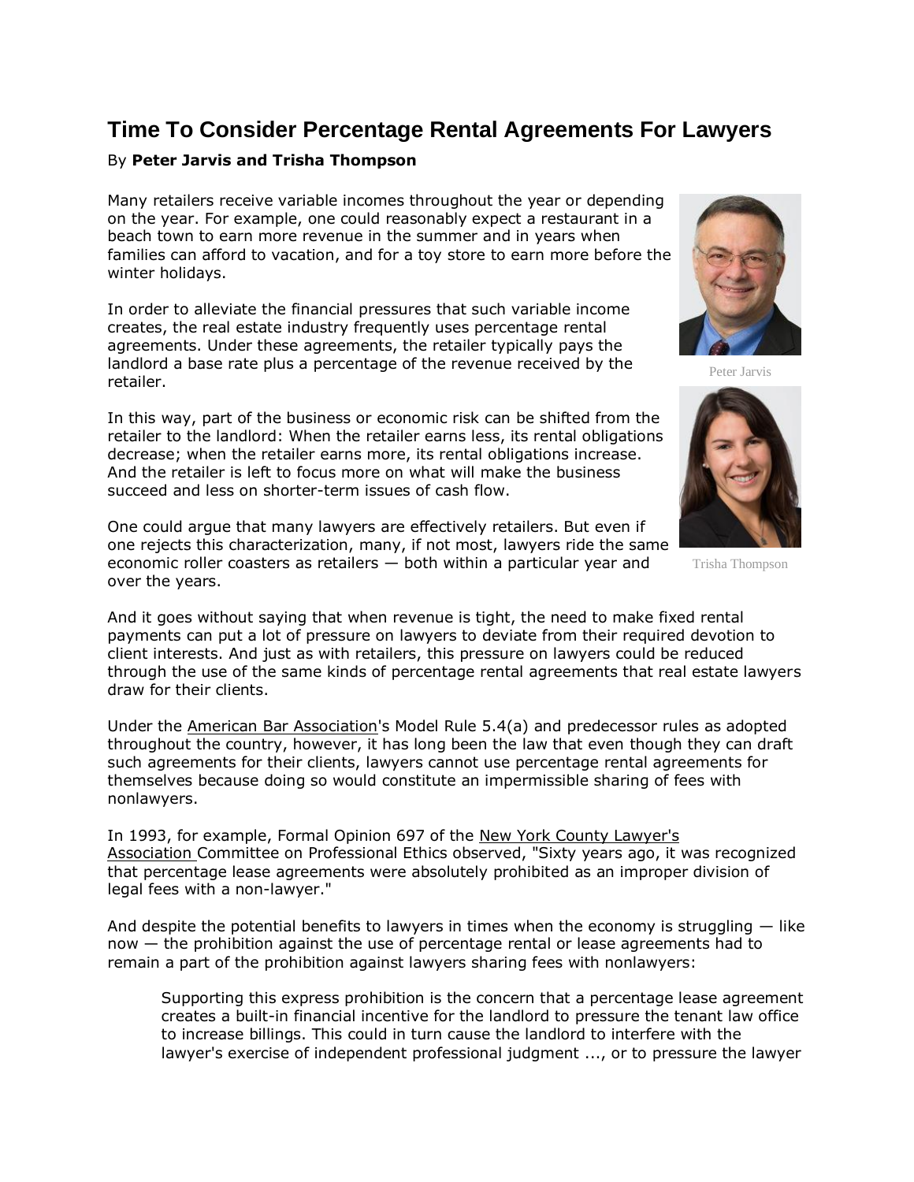# Time To Consider Percentage Rental Agreements For Lawyers

By **Peter Jarvis and Trisha Thompson**

Many retailers receive variable incomes throughout the year or depending on the year. For example, one could reasonably expect a restaurant in a beach town to earn more revenue in the summer and in years when families can afford to vacation, and for a toy store to earn more before the winter holidays.

Peter Jarvis

Trisha Thompson

In order to alleviate the financial pressures that such variable income creates, the real estate industry frequently uses percentage rental agreements. Under these agreements, the retailer typically pays the landlord a base rate plus a percentage of the revenue received by the retailer.

In this way, part of the business or economic risk can be shifted from the retailer to the landlord: When the retailer earns less, its rental obligations decrease; when the retailer earns more, its rental obligations increase. And the retailer is left to focus more on what will make the business succeed and less on shorter-term issues of cash flow.

One could argue that many lawyers are effectively retailers. But even if one rejects this characterization, many, if not most, lawyers ride the same economic roller coasters as retailers — both within a particular year and over the years.

And it goes without saying that when revenue is tight, the need to make fixed rental payments can put a lot of pressure on lawyers to deviate from their required devotion to client interests. And just as with retailers, this pressure on lawyers could be reduced through the use of the same kinds of percentage rental agreements that real estate lawyers draw for their clients.

Under the American Bar Association's Model Rule 5.4(a) and predecessor rules as adopted throughout the country, however, it has long been the law that even though they can draft such agreements for their clients, lawyers cannot use percentage rental agreements for themselves because doing so would constitute an impermissible sharing of fees with nonlawyers.

In 1993, for example, Formal Opinion 697 of the New York County Lawyer's Association Committee on Professional Ethics observed, "Sixty years ago, it was recognized that percentage lease agreements were absolutely prohibited as an improper division of legal fees with a non-lawyer."

And despite the potential benefits to lawyers in times when the economy is struggling — like now — the prohibition against the use of percentage rental or lease agreements had to remain a part of the prohibition against lawyers sharing fees with nonlawyers:

> Supporting this express prohibition is the concern that a percentage lease agreement creates a built-in financial incentive for the landlord to pressure the tenant law office to increase billings. This could in turn cause the landlord to interfere with the lawyer's exercise of independent professional judgment ..., or to pressure the lawyer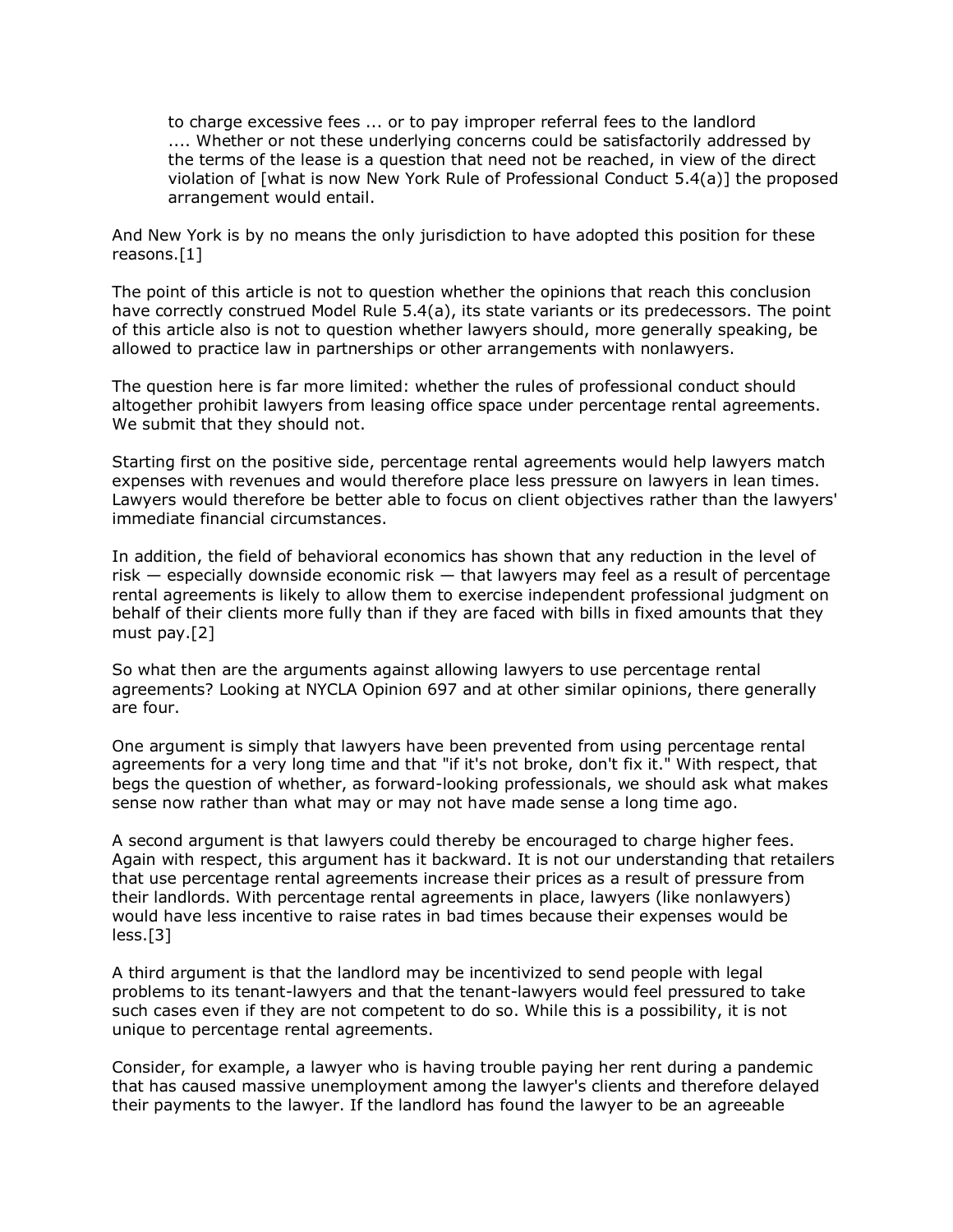> to charge excessive fees ... or to pay improper referral fees to the landlord .... Whether or not these underlying concerns could be satisfactorily addressed by the terms of the lease is a question that need not be reached, in view of the direct violation of [what is now New York Rule of Professional Conduct 5.4(a)] the proposed arrangement would entail.

And New York is by no means the only jurisdiction to have adopted this position for these reasons.[1]

The point of this article is not to question whether the opinions that reach this conclusion have correctly construed Model Rule 5.4(a), its state variants or its predecessors. The point of this article also is not to question whether lawyers should, more generally speaking, be allowed to practice law in partnerships or other arrangements with nonlawyers.

The question here is far more limited: whether the rules of professional conduct should altogether prohibit lawyers from leasing office space under percentage rental agreements. We submit that they should not.

Starting first on the positive side, percentage rental agreements would help lawyers match expenses with revenues and would therefore place less pressure on lawyers in lean times. Lawyers would therefore be better able to focus on client objectives rather than the lawyers' immediate financial circumstances.

In addition, the field of behavioral economics has shown that any reduction in the level of risk — especially downside economic risk — that lawyers may feel as a result of percentage rental agreements is likely to allow them to exercise independent professional judgment on behalf of their clients more fully than if they are faced with bills in fixed amounts that they must pay.[2]

So what then are the arguments against allowing lawyers to use percentage rental agreements? Looking at NYCLA Opinion 697 and at other similar opinions, there generally are four.

One argument is simply that lawyers have been prevented from using percentage rental agreements for a very long time and that "if it's not broke, don't fix it." With respect, that begs the question of whether, as forward-looking professionals, we should ask what makes sense now rather than what may or may not have made sense a long time ago.

A second argument is that lawyers could thereby be encouraged to charge higher fees. Again with respect, this argument has it backward. It is not our understanding that retailers that use percentage rental agreements increase their prices as a result of pressure from their landlords. With percentage rental agreements in place, lawyers (like nonlawyers) would have less incentive to raise rates in bad times because their expenses would be less.[3]

A third argument is that the landlord may be incentivized to send people with legal problems to its tenant-lawyers and that the tenant-lawyers would feel pressured to take such cases even if they are not competent to do so. While this is a possibility, it is not unique to percentage rental agreements.

Consider, for example, a lawyer who is having trouble paying her rent during a pandemic that has caused massive unemployment among the lawyer's clients and therefore delayed their payments to the lawyer. If the landlord has found the lawyer to be an agreeable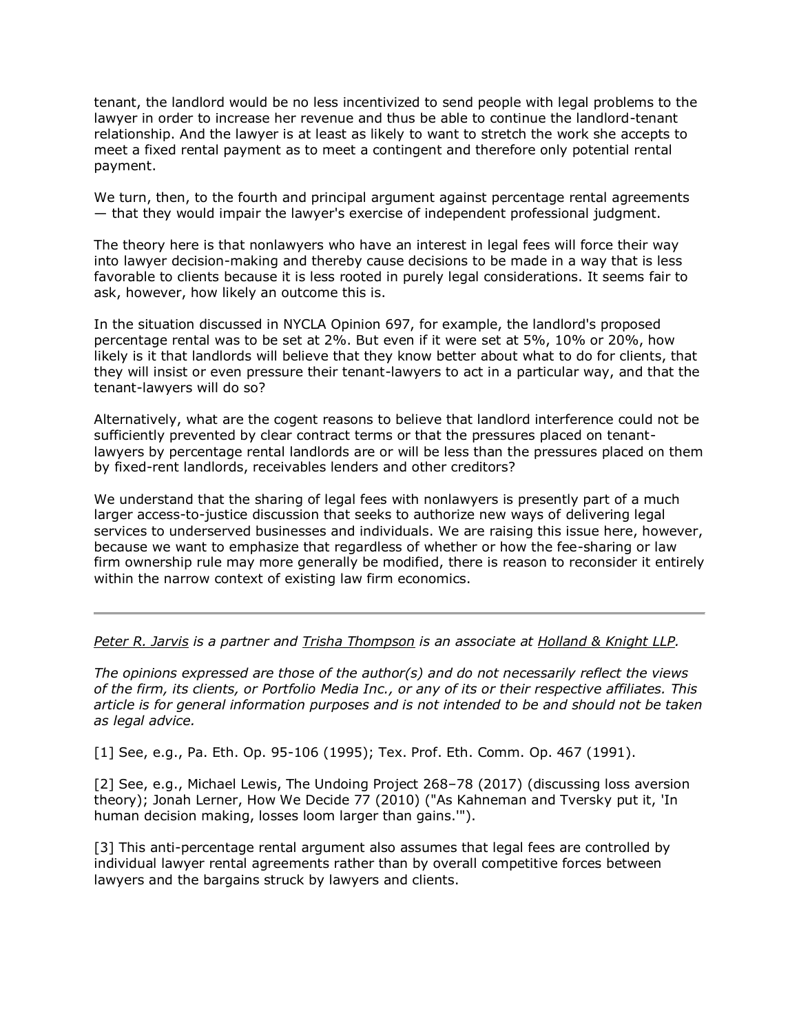tenant, the landlord would be no less incentivized to send people with legal problems to the lawyer in order to increase her revenue and thus be able to continue the landlord-tenant relationship. And the lawyer is at least as likely to want to stretch the work she accepts to meet a fixed rental payment as to meet a contingent and therefore only potential rental payment.

We turn, then, to the fourth and principal argument against percentage rental agreements — that they would impair the lawyer's exercise of independent professional judgment.

The theory here is that nonlawyers who have an interest in legal fees will force their way into lawyer decision-making and thereby cause decisions to be made in a way that is less favorable to clients because it is less rooted in purely legal considerations. It seems fair to ask, however, how likely an outcome this is.

In the situation discussed in NYCLA Opinion 697, for example, the landlord's proposed percentage rental was to be set at 2%. But even if it were set at 5%, 10% or 20%, how likely is it that landlords will believe that they know better about what to do for clients, that they will insist or even pressure their tenant-lawyers to act in a particular way, and that the tenant-lawyers will do so?

Alternatively, what are the cogent reasons to believe that landlord interference could not be sufficiently prevented by clear contract terms or that the pressures placed on tenant-lawyers by percentage rental landlords are or will be less than the pressures placed on them by fixed-rent landlords, receivables lenders and other creditors?

We understand that the sharing of legal fees with nonlawyers is presently part of a much larger access-to-justice discussion that seeks to authorize new ways of delivering legal services to underserved businesses and individuals. We are raising this issue here, however, because we want to emphasize that regardless of whether or how the fee-sharing or law firm ownership rule may more generally be modified, there is reason to reconsider it entirely within the narrow context of existing law firm economics.

---

*Peter R. Jarvis is a partner and Trisha Thompson is an associate at Holland & Knight LLP.*

*The opinions expressed are those of the author(s) and do not necessarily reflect the views of the firm, its clients, or Portfolio Media Inc., or any of its or their respective affiliates. This article is for general information purposes and is not intended to be and should not be taken as legal advice.*

[1] See, e.g., Pa. Eth. Op. 95-106 (1995); Tex. Prof. Eth. Comm. Op. 467 (1991).

[2] See, e.g., Michael Lewis, The Undoing Project 268–78 (2017) (discussing loss aversion theory); Jonah Lerner, How We Decide 77 (2010) ("As Kahneman and Tversky put it, 'In human decision making, losses loom larger than gains.'").

[3] This anti-percentage rental argument also assumes that legal fees are controlled by individual lawyer rental agreements rather than by overall competitive forces between lawyers and the bargains struck by lawyers and clients.